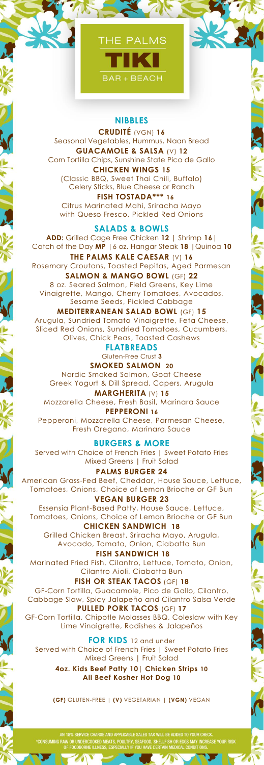# THE PALMS TIKI BAR + BEACH

## NIBBLES

**CRUDITÉ** (VGN) **16**
Seasonal Vegetables, Hummus, Naan Bread

**GUACAMOLE & SALSA** (V) **12**
Corn Tortilla Chips, Sunshine State Pico de Gallo

**CHICKEN WINGS 15**
(Classic BBQ, Sweet Thai Chili, Buffalo)
Celery Sticks, Blue Cheese or Ranch

**FISH TOSTADA*** 16**
Citrus Marinated Mahi, Sriracha Mayo
with Queso Fresco, Pickled Red Onions

## SALADS & BOWLS

**ADD:** Grilled Cage Free Chicken **12** | Shrimp **16** |
Catch of the Day **MP** | 6 oz. Hangar Steak **18** | Quinoa **10**

**THE PALMS KALE CAESAR** (V) **16**
Rosemary Croutons, Toasted Pepitas, Aged Parmesan

**SALMON & MANGO BOWL** (GF) **22**
8 oz. Seared Salmon, Field Greens, Key Lime
Vinaigrette, Mango, Cherry Tomatoes, Avocados,
Sesame Seeds, Pickled Cabbage

**MEDITERRANEAN SALAD BOWL** (GF) **15**
Arugula, Sundried Tomato Vinaigrette, Feta Cheese,
Sliced Red Onions, Sundried Tomatoes, Cucumbers,
Olives, Chick Peas, Toasted Cashews

## FLATBREADS

Gluten-Free Crust **3**

**SMOKED SALMON 20**
Nordic Smoked Salmon, Goat Cheese
Greek Yogurt & Dill Spread, Capers, Arugula

**MARGHERITA** (V) **15**
Mozzarella Cheese, Fresh Basil, Marinara Sauce

**PEPPERONI 16**
Pepperoni, Mozzarella Cheese, Parmesan Cheese,
Fresh Oregano, Marinara Sauce

## BURGERS & MORE

Served with Choice of French Fries | Sweet Potato Fries
Mixed Greens | Fruit Salad

**PALMS BURGER 24**
American Grass-Fed Beef, Cheddar, House Sauce, Lettuce,
Tomatoes, Onions, Choice of Lemon Brioche or GF Bun

**VEGAN BURGER 23**
Essensia Plant-Based Patty, House Sauce, Lettuce,
Tomatoes, Onions, Choice of Lemon Brioche or GF Bun

**CHICKEN SANDWICH 18**
Grilled Chicken Breast, Sriracha Mayo, Arugula,
Avocado, Tomato, Onion, Ciabatta Bun

**FISH SANDWICH 18**
Marinated Fried Fish, Cilantro, Lettuce, Tomato, Onion,
Cilantro Aioli, Ciabatta Bun

**FISH OR STEAK TACOS** (GF) **18**
GF-Corn Tortilla, Guacamole, Pico de Gallo, Cilantro,
Cabbage Slaw, Spicy Jalapeño and Cilantro Salsa Verde

**PULLED PORK TACOS** (GF) **17**
GF-Corn Tortilla, Chipotle Molasses BBQ, Coleslaw with Key
Lime Vinaigrette, Radishes & Jalapeños

## FOR KIDS 12 and under

Served with Choice of French Fries | Sweet Potato Fries
Mixed Greens | Fruit Salad

**4oz. Kids Beef Patty 10 | Chicken Strips 10**
**All Beef Kosher Hot Dog 10**

**(GF)** GLUTEN-FREE | **(V)** VEGETARIAN | **(VGN)** VEGAN

AN 18% SERVICE CHARGE AND APPLICABLE SALES TAX WILL BE ADDED TO YOUR CHECK.
*CONSUMING RAW OR UNDERCOOKED MEATS, POULTRY, SEAFOOD, SHELLFISH OR EGGS MAY INCREASE YOUR RISK OF FOODBORNE ILLNESS, ESPECIALLY IF YOU HAVE CERTAIN MEDICAL CONDITIONS.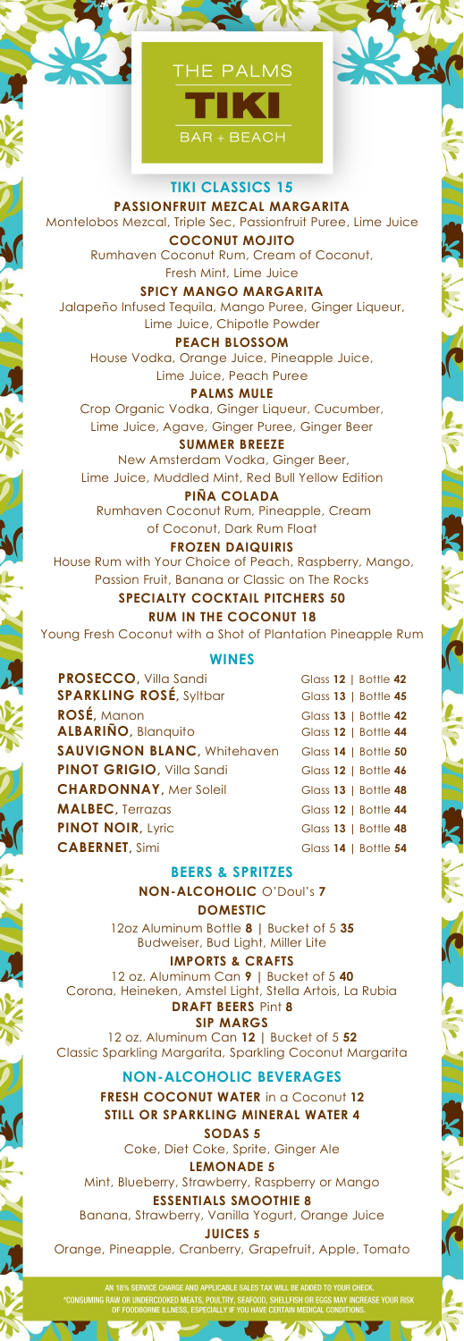# THE PALMS

# TIKI

BAR + BEACH

## TIKI CLASSICS 15

**PASSIONFRUIT MEZCAL MARGARITA**
Montelobos Mezcal, Triple Sec, Passionfruit Puree, Lime Juice

**COCONUT MOJITO**
Rumhaven Coconut Rum, Cream of Coconut, Fresh Mint, Lime Juice

**SPICY MANGO MARGARITA**
Jalapeño Infused Tequila, Mango Puree, Ginger Liqueur, Lime Juice, Chipotle Powder

**PEACH BLOSSOM**
House Vodka, Orange Juice, Pineapple Juice, Lime Juice, Peach Puree

**PALMS MULE**
Crop Organic Vodka, Ginger Liqueur, Cucumber, Lime Juice, Agave, Ginger Puree, Ginger Beer

**SUMMER BREEZE**
New Amsterdam Vodka, Ginger Beer, Lime Juice, Muddled Mint, Red Bull Yellow Edition

**PIÑA COLADA**
Rumhaven Coconut Rum, Pineapple, Cream of Coconut, Dark Rum Float

**FROZEN DAIQUIRIS**
House Rum with Your Choice of Peach, Raspberry, Mango, Passion Fruit, Banana or Classic on The Rocks

**SPECIALTY COCKTAIL PITCHERS 50**

**RUM IN THE COCONUT 18**
Young Fresh Coconut with a Shot of Plantation Pineapple Rum

## WINES

| | |
|---|---|
| **PROSECCO,** Villa Sandi | Glass **12** \| Bottle **42** |
| **SPARKLING ROSÉ,** Syltbar | Glass **13** \| Bottle **45** |
| **ROSÉ,** Manon | Glass **13** \| Bottle **42** |
| **ALBARIÑO,** Blanquito | Glass **12** \| Bottle **44** |
| **SAUVIGNON BLANC,** Whitehaven | Glass **14** \| Bottle **50** |
| **PINOT GRIGIO,** Villa Sandi | Glass **12** \| Bottle **46** |
| **CHARDONNAY,** Mer Soleil | Glass **13** \| Bottle **48** |
| **MALBEC,** Terrazas | Glass **12** \| Bottle **44** |
| **PINOT NOIR,** Lyric | Glass **13** \| Bottle **48** |
| **CABERNET,** Simi | Glass **14** \| Bottle **54** |

## BEERS & SPRITZES

**NON-ALCOHOLIC** O'Doul's **7**

**DOMESTIC**
12oz Aluminum Bottle **8** | Bucket of 5 **35**
Budweiser, Bud Light, Miller Lite

**IMPORTS & CRAFTS**
12 oz. Aluminum Can **9** | Bucket of 5 **40**
Corona, Heineken, Amstel Light, Stella Artois, La Rubia

**DRAFT BEERS** Pint **8**

**SIP MARGS**
12 oz. Aluminum Can **12** | Bucket of 5 **52**
Classic Sparkling Margarita, Sparkling Coconut Margarita

## NON-ALCOHOLIC BEVERAGES

**FRESH COCONUT WATER** in a Coconut **12**

**STILL OR SPARKLING MINERAL WATER 4**

**SODAS 5**
Coke, Diet Coke, Sprite, Ginger Ale

**LEMONADE 5**
Mint, Blueberry, Strawberry, Raspberry or Mango

**ESSENTIALS SMOOTHIE 8**
Banana, Strawberry, Vanilla Yogurt, Orange Juice

**JUICES 5**
Orange, Pineapple, Cranberry, Grapefruit, Apple, Tomato

AN 18% SERVICE CHARGE AND APPLICABLE SALES TAX WILL BE ADDED TO YOUR CHECK.
*CONSUMING RAW OR UNDERCOOKED MEATS, POULTRY, SEAFOOD, SHELLFISH OR EGGS MAY INCREASE YOUR RISK OF FOODBORNE ILLNESS, ESPECIALLY IF YOU HAVE CERTAIN MEDICAL CONDITIONS.